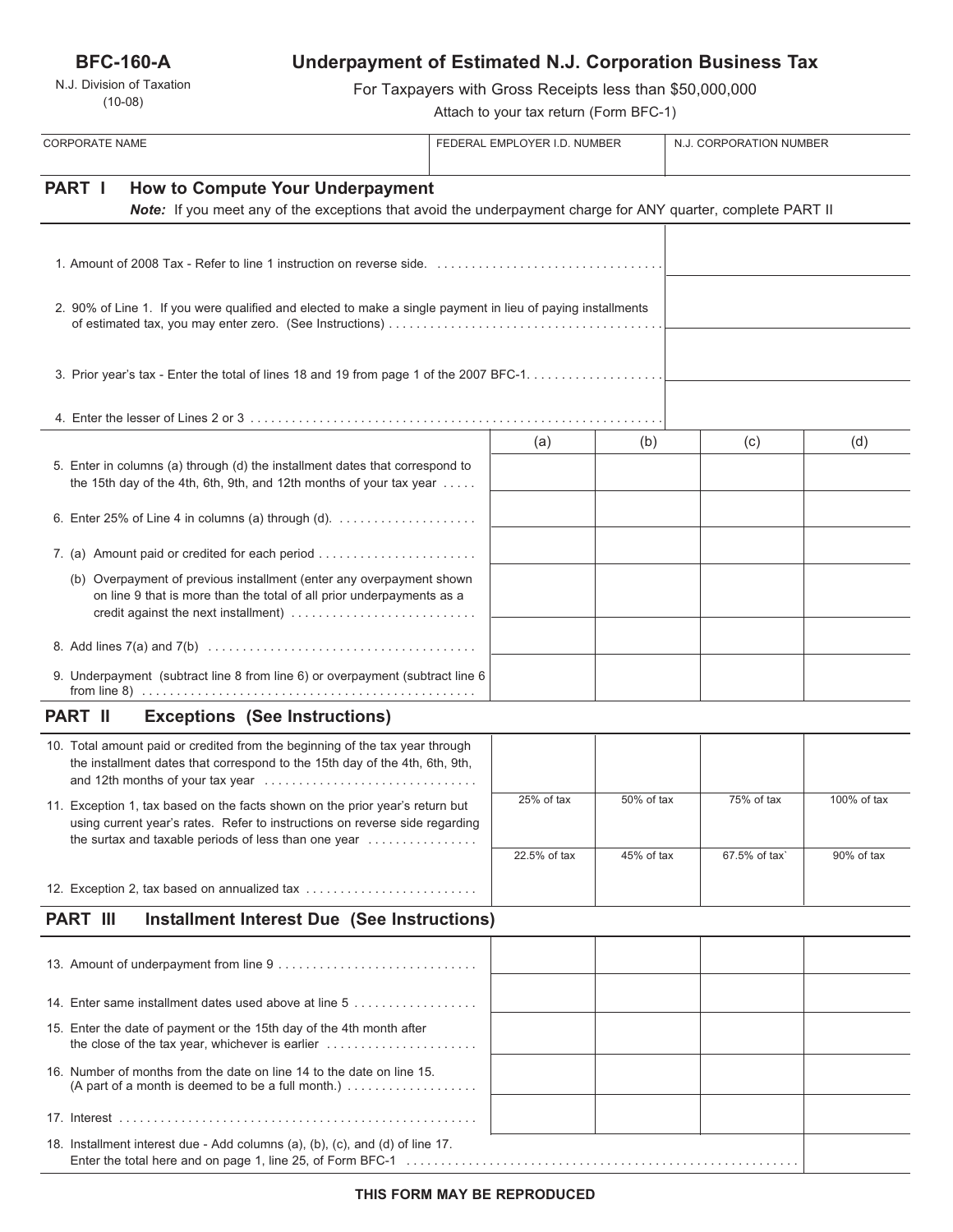**BFC-160-A**

N.J. Division of Taxation
(10-08)

# Underpayment of Estimated N.J. Corporation Business Tax

For Taxpayers with Gross Receipts less than $50,000,000

Attach to your tax return (Form BFC-1)

| CORPORATE NAME | FEDERAL EMPLOYER I.D. NUMBER | N.J. CORPORATION NUMBER |
|---|---|---|
| | | |

## PART I How to Compute Your Underpayment

***Note:*** If you meet any of the exceptions that avoid the underpayment charge for ANY quarter, complete PART II

| | |
|---|---|
| 1. Amount of 2008 Tax - Refer to line 1 instruction on reverse side. | |
| 2. 90% of Line 1. If you were qualified and elected to make a single payment in lieu of paying installments of estimated tax, you may enter zero. (See Instructions) | |
| 3. Prior year's tax - Enter the total of lines 18 and 19 from page 1 of the 2007 BFC-1. | |
| 4. Enter the lesser of Lines 2 or 3 | |

| | (a) | (b) | (c) | (d) |
|---|---|---|---|---|
| 5. Enter in columns (a) through (d) the installment dates that correspond to the 15th day of the 4th, 6th, 9th, and 12th months of your tax year | | | | |
| 6. Enter 25% of Line 4 in columns (a) through (d). | | | | |
| 7. (a) Amount paid or credited for each period | | | | |
| (b) Overpayment of previous installment (enter any overpayment shown on line 9 that is more than the total of all prior underpayments as a credit against the next installment) | | | | |
| 8. Add lines 7(a) and 7(b) | | | | |
| 9. Underpayment (subtract line 8 from line 6) or overpayment (subtract line 6 from line 8) | | | | |

## PART II Exceptions (See Instructions)

| | | | | |
|---|---|---|---|---|
| 10. Total amount paid or credited from the beginning of the tax year through the installment dates that correspond to the 15th day of the 4th, 6th, 9th, and 12th months of your tax year | | | | |
| 11. Exception 1, tax based on the facts shown on the prior year's return but using current year's rates. Refer to instructions on reverse side regarding the surtax and taxable periods of less than one year | 25% of tax | 50% of tax | 75% of tax | 100% of tax |
| 12. Exception 2, tax based on annualized tax | 22.5% of tax | 45% of tax | 67.5% of tax` | 90% of tax |

## PART III Installment Interest Due (See Instructions)

| | | | | |
|---|---|---|---|---|
| 13. Amount of underpayment from line 9 | | | | |
| 14. Enter same installment dates used above at line 5 | | | | |
| 15. Enter the date of payment or the 15th day of the 4th month after the close of the tax year, whichever is earlier | | | | |
| 16. Number of months from the date on line 14 to the date on line 15. (A part of a month is deemed to be a full month.) | | | | |
| 17. Interest | | | | |

18. Installment interest due - Add columns (a), (b), (c), and (d) of line 17. Enter the total here and on page 1, line 25, of Form BFC-1

**THIS FORM MAY BE REPRODUCED**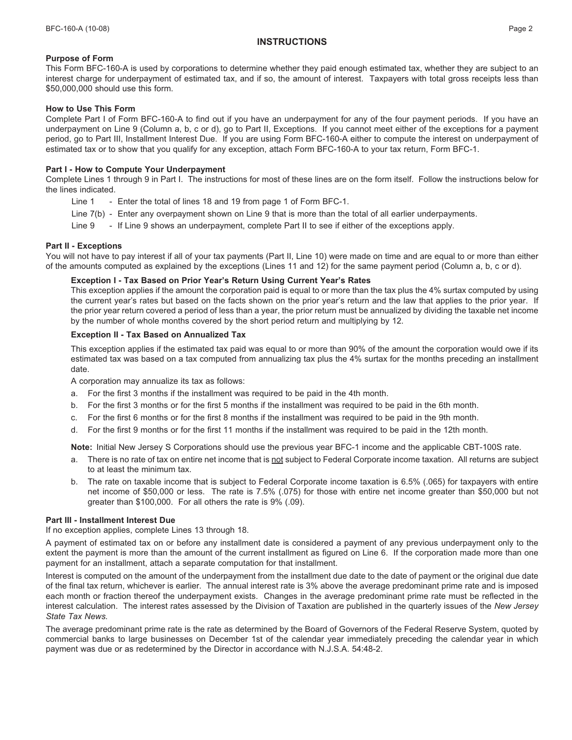# INSTRUCTIONS

### Purpose of Form

This Form BFC-160-A is used by corporations to determine whether they paid enough estimated tax, whether they are subject to an interest charge for underpayment of estimated tax, and if so, the amount of interest. Taxpayers with total gross receipts less than $50,000,000 should use this form.

### How to Use This Form

Complete Part I of Form BFC-160-A to find out if you have an underpayment for any of the four payment periods. If you have an underpayment on Line 9 (Column a, b, c or d), go to Part II, Exceptions. If you cannot meet either of the exceptions for a payment period, go to Part III, Installment Interest Due. If you are using Form BFC-160-A either to compute the interest on underpayment of estimated tax or to show that you qualify for any exception, attach Form BFC-160-A to your tax return, Form BFC-1.

### Part I - How to Compute Your Underpayment

Complete Lines 1 through 9 in Part I. The instructions for most of these lines are on the form itself. Follow the instructions below for the lines indicated.

- Line 1 - Enter the total of lines 18 and 19 from page 1 of Form BFC-1.
- Line 7(b) - Enter any overpayment shown on Line 9 that is more than the total of all earlier underpayments.
- Line 9 - If Line 9 shows an underpayment, complete Part II to see if either of the exceptions apply.

### Part II - Exceptions

You will not have to pay interest if all of your tax payments (Part II, Line 10) were made on time and are equal to or more than either of the amounts computed as explained by the exceptions (Lines 11 and 12) for the same payment period (Column a, b, c or d).

**Exception I - Tax Based on Prior Year's Return Using Current Year's Rates**

This exception applies if the amount the corporation paid is equal to or more than the tax plus the 4% surtax computed by using the current year's rates but based on the facts shown on the prior year's return and the law that applies to the prior year. If the prior year return covered a period of less than a year, the prior return must be annualized by dividing the taxable net income by the number of whole months covered by the short period return and multiplying by 12.

**Exception II - Tax Based on Annualized Tax**

This exception applies if the estimated tax paid was equal to or more than 90% of the amount the corporation would owe if its estimated tax was based on a tax computed from annualizing tax plus the 4% surtax for the months preceding an installment date.

A corporation may annualize its tax as follows:

a. For the first 3 months if the installment was required to be paid in the 4th month.
b. For the first 3 months or for the first 5 months if the installment was required to be paid in the 6th month.
c. For the first 6 months or for the first 8 months if the installment was required to be paid in the 9th month.
d. For the first 9 months or for the first 11 months if the installment was required to be paid in the 12th month.

**Note:** Initial New Jersey S Corporations should use the previous year BFC-1 income and the applicable CBT-100S rate.

a. There is no rate of tax on entire net income that is not subject to Federal Corporate income taxation. All returns are subject to at least the minimum tax.
b. The rate on taxable income that is subject to Federal Corporate income taxation is 6.5% (.065) for taxpayers with entire net income of $50,000 or less. The rate is 7.5% (.075) for those with entire net income greater than $50,000 but not greater than $100,000. For all others the rate is 9% (.09).

### Part III - Installment Interest Due

If no exception applies, complete Lines 13 through 18.

A payment of estimated tax on or before any installment date is considered a payment of any previous underpayment only to the extent the payment is more than the amount of the current installment as figured on Line 6. If the corporation made more than one payment for an installment, attach a separate computation for that installment.

Interest is computed on the amount of the underpayment from the installment due date to the date of payment or the original due date of the final tax return, whichever is earlier. The annual interest rate is 3% above the average predominant prime rate and is imposed each month or fraction thereof the underpayment exists. Changes in the average predominant prime rate must be reflected in the interest calculation. The interest rates assessed by the Division of Taxation are published in the quarterly issues of the *New Jersey State Tax News.*

The average predominant prime rate is the rate as determined by the Board of Governors of the Federal Reserve System, quoted by commercial banks to large businesses on December 1st of the calendar year immediately preceding the calendar year in which payment was due or as redetermined by the Director in accordance with N.J.S.A. 54:48-2.